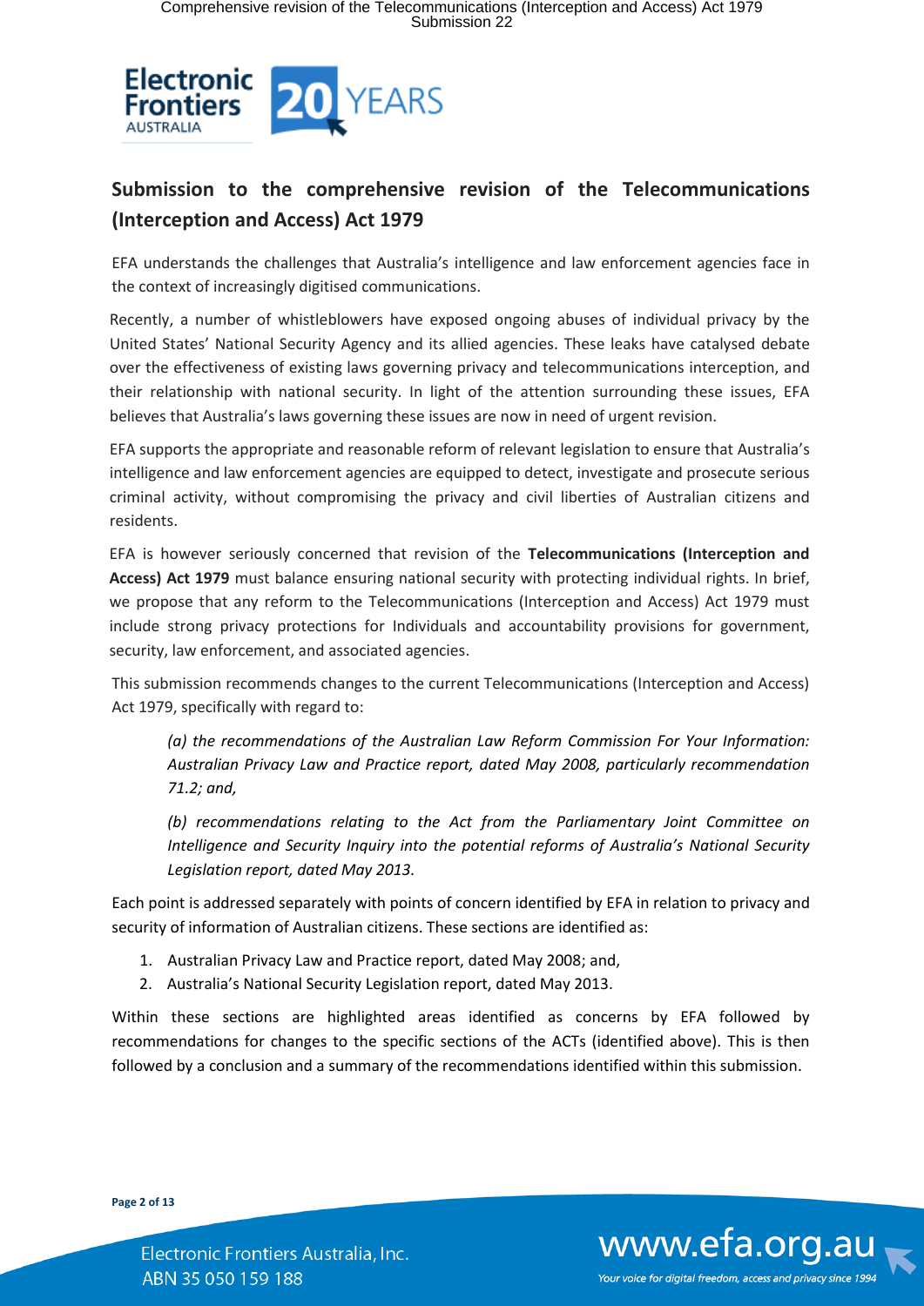## Submission to the comprehensive revision of the Telecommunications (Interception and Access) Act 1979

EFA understands the challenges that Australia's intelligence and law enforcement agencies face in the context of increasingly digitised communications.

Recently, a number of whistleblowers have exposed ongoing abuses of individual privacy by the United States' National Security Agency and its allied agencies. These leaks have catalysed debate over the effectiveness of existing laws governing privacy and telecommunications interception, and their relationship with national security. In light of the attention surrounding these issues, EFA believes that Australia's laws governing these issues are now in need of urgent revision.

EFA supports the appropriate and reasonable reform of relevant legislation to ensure that Australia's intelligence and law enforcement agencies are equipped to detect, investigate and prosecute serious criminal activity, without compromising the privacy and civil liberties of Australian citizens and residents.

EFA is however seriously concerned that revision of the **Telecommunications (Interception and Access) Act 1979** must balance ensuring national security with protecting individual rights. In brief, we propose that any reform to the Telecommunications (Interception and Access) Act 1979 must include strong privacy protections for Individuals and accountability provisions for government, security, law enforcement, and associated agencies.

This submission recommends changes to the current Telecommunications (Interception and Access) Act 1979, specifically with regard to:

> *(a) the recommendations of the Australian Law Reform Commission For Your Information: Australian Privacy Law and Practice report, dated May 2008, particularly recommendation 71.2; and,*
>
> *(b) recommendations relating to the Act from the Parliamentary Joint Committee on Intelligence and Security Inquiry into the potential reforms of Australia's National Security Legislation report, dated May 2013.*

Each point is addressed separately with points of concern identified by EFA in relation to privacy and security of information of Australian citizens. These sections are identified as:

1. Australian Privacy Law and Practice report, dated May 2008; and,
2. Australia's National Security Legislation report, dated May 2013.

Within these sections are highlighted areas identified as concerns by EFA followed by recommendations for changes to the specific sections of the ACTs (identified above). This is then followed by a conclusion and a summary of the recommendations identified within this submission.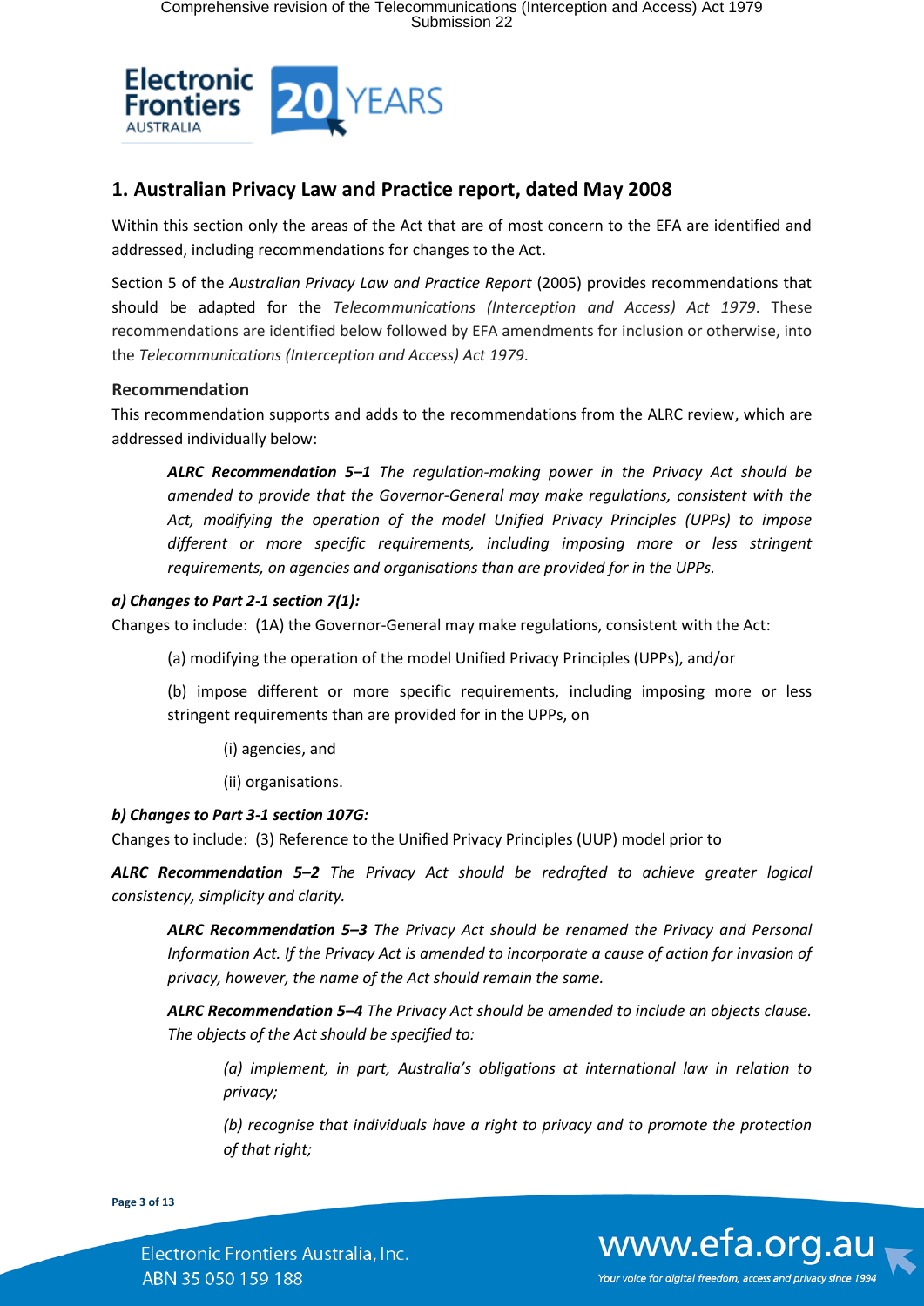## 1. Australian Privacy Law and Practice report, dated May 2008

Within this section only the areas of the Act that are of most concern to the EFA are identified and addressed, including recommendations for changes to the Act.

Section 5 of the *Australian Privacy Law and Practice Report* (2005) provides recommendations that should be adapted for the *Telecommunications (Interception and Access) Act 1979*. These recommendations are identified below followed by EFA amendments for inclusion or otherwise, into the *Telecommunications (Interception and Access) Act 1979*.

### Recommendation

This recommendation supports and adds to the recommendations from the ALRC review, which are addressed individually below:

> ***ALRC Recommendation 5–1*** *The regulation-making power in the Privacy Act should be amended to provide that the Governor-General may make regulations, consistent with the Act, modifying the operation of the model Unified Privacy Principles (UPPs) to impose different or more specific requirements, including imposing more or less stringent requirements, on agencies and organisations than are provided for in the UPPs.*

***a) Changes to Part 2-1 section 7(1):***

Changes to include: (1A) the Governor-General may make regulations, consistent with the Act:

> (a) modifying the operation of the model Unified Privacy Principles (UPPs), and/or
>
> (b) impose different or more specific requirements, including imposing more or less stringent requirements than are provided for in the UPPs, on
>
> > (i) agencies, and
> >
> > (ii) organisations.

***b) Changes to Part 3-1 section 107G:***

Changes to include: (3) Reference to the Unified Privacy Principles (UUP) model prior to

***ALRC Recommendation 5–2*** *The Privacy Act should be redrafted to achieve greater logical consistency, simplicity and clarity.*

> ***ALRC Recommendation 5–3*** *The Privacy Act should be renamed the Privacy and Personal Information Act. If the Privacy Act is amended to incorporate a cause of action for invasion of privacy, however, the name of the Act should remain the same.*
>
> ***ALRC Recommendation 5–4*** *The Privacy Act should be amended to include an objects clause. The objects of the Act should be specified to:*
>
> > *(a) implement, in part, Australia's obligations at international law in relation to privacy;*
> >
> > *(b) recognise that individuals have a right to privacy and to promote the protection of that right;*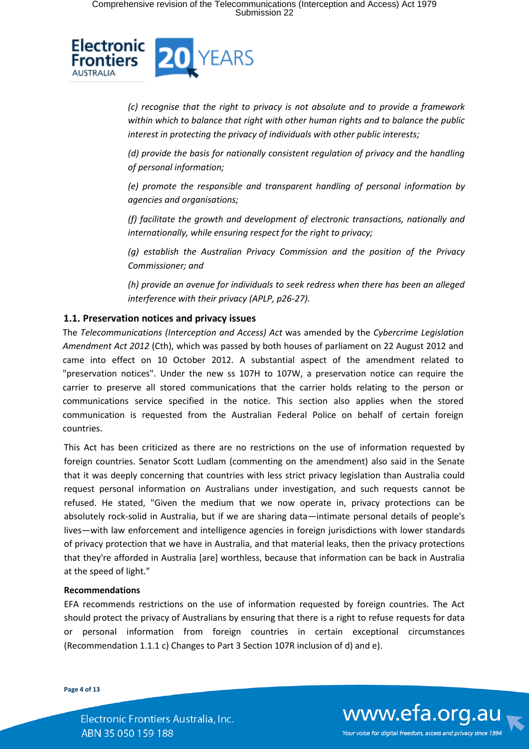*(c) recognise that the right to privacy is not absolute and to provide a framework within which to balance that right with other human rights and to balance the public interest in protecting the privacy of individuals with other public interests;*

*(d) provide the basis for nationally consistent regulation of privacy and the handling of personal information;*

*(e) promote the responsible and transparent handling of personal information by agencies and organisations;*

*(f) facilitate the growth and development of electronic transactions, nationally and internationally, while ensuring respect for the right to privacy;*

*(g) establish the Australian Privacy Commission and the position of the Privacy Commissioner; and*

*(h) provide an avenue for individuals to seek redress when there has been an alleged interference with their privacy (APLP, p26-27).*

## 1.1. Preservation notices and privacy issues

The *Telecommunications (Interception and Access) Act* was amended by the *Cybercrime Legislation Amendment Act 2012* (Cth), which was passed by both houses of parliament on 22 August 2012 and came into effect on 10 October 2012. A substantial aspect of the amendment related to "preservation notices". Under the new ss 107H to 107W, a preservation notice can require the carrier to preserve all stored communications that the carrier holds relating to the person or communications service specified in the notice. This section also applies when the stored communication is requested from the Australian Federal Police on behalf of certain foreign countries.

This Act has been criticized as there are no restrictions on the use of information requested by foreign countries. Senator Scott Ludlam (commenting on the amendment) also said in the Senate that it was deeply concerning that countries with less strict privacy legislation than Australia could request personal information on Australians under investigation, and such requests cannot be refused. He stated, "Given the medium that we now operate in, privacy protections can be absolutely rock-solid in Australia, but if we are sharing data—intimate personal details of people's lives—with law enforcement and intelligence agencies in foreign jurisdictions with lower standards of privacy protection that we have in Australia, and that material leaks, then the privacy protections that they're afforded in Australia [are] worthless, because that information can be back in Australia at the speed of light."

**Recommendations**

EFA recommends restrictions on the use of information requested by foreign countries. The Act should protect the privacy of Australians by ensuring that there is a right to refuse requests for data or personal information from foreign countries in certain exceptional circumstances (Recommendation 1.1.1 c) Changes to Part 3 Section 107R inclusion of d) and e).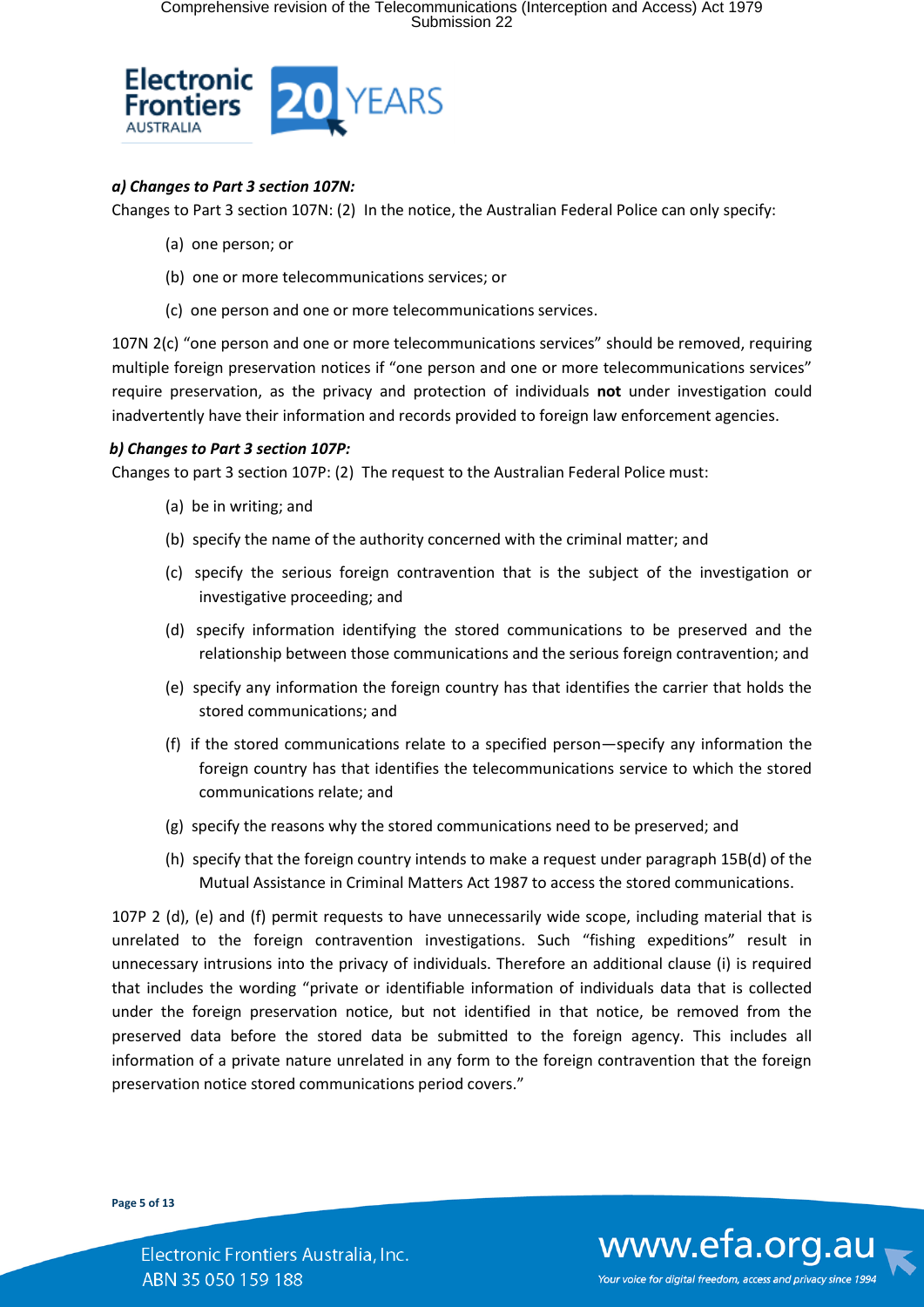***a) Changes to Part 3 section 107N:***

Changes to Part 3 section 107N: (2) In the notice, the Australian Federal Police can only specify:

(a) one person; or

(b) one or more telecommunications services; or

(c) one person and one or more telecommunications services.

107N 2(c) "one person and one or more telecommunications services" should be removed, requiring multiple foreign preservation notices if "one person and one or more telecommunications services" require preservation, as the privacy and protection of individuals **not** under investigation could inadvertently have their information and records provided to foreign law enforcement agencies.

***b) Changes to Part 3 section 107P:***

Changes to part 3 section 107P: (2) The request to the Australian Federal Police must:

(a) be in writing; and

(b) specify the name of the authority concerned with the criminal matter; and

(c) specify the serious foreign contravention that is the subject of the investigation or investigative proceeding; and

(d) specify information identifying the stored communications to be preserved and the relationship between those communications and the serious foreign contravention; and

(e) specify any information the foreign country has that identifies the carrier that holds the stored communications; and

(f) if the stored communications relate to a specified person—specify any information the foreign country has that identifies the telecommunications service to which the stored communications relate; and

(g) specify the reasons why the stored communications need to be preserved; and

(h) specify that the foreign country intends to make a request under paragraph 15B(d) of the Mutual Assistance in Criminal Matters Act 1987 to access the stored communications.

107P 2 (d), (e) and (f) permit requests to have unnecessarily wide scope, including material that is unrelated to the foreign contravention investigations. Such "fishing expeditions" result in unnecessary intrusions into the privacy of individuals. Therefore an additional clause (i) is required that includes the wording "private or identifiable information of individuals data that is collected under the foreign preservation notice, but not identified in that notice, be removed from the preserved data before the stored data be submitted to the foreign agency. This includes all information of a private nature unrelated in any form to the foreign contravention that the foreign preservation notice stored communications period covers."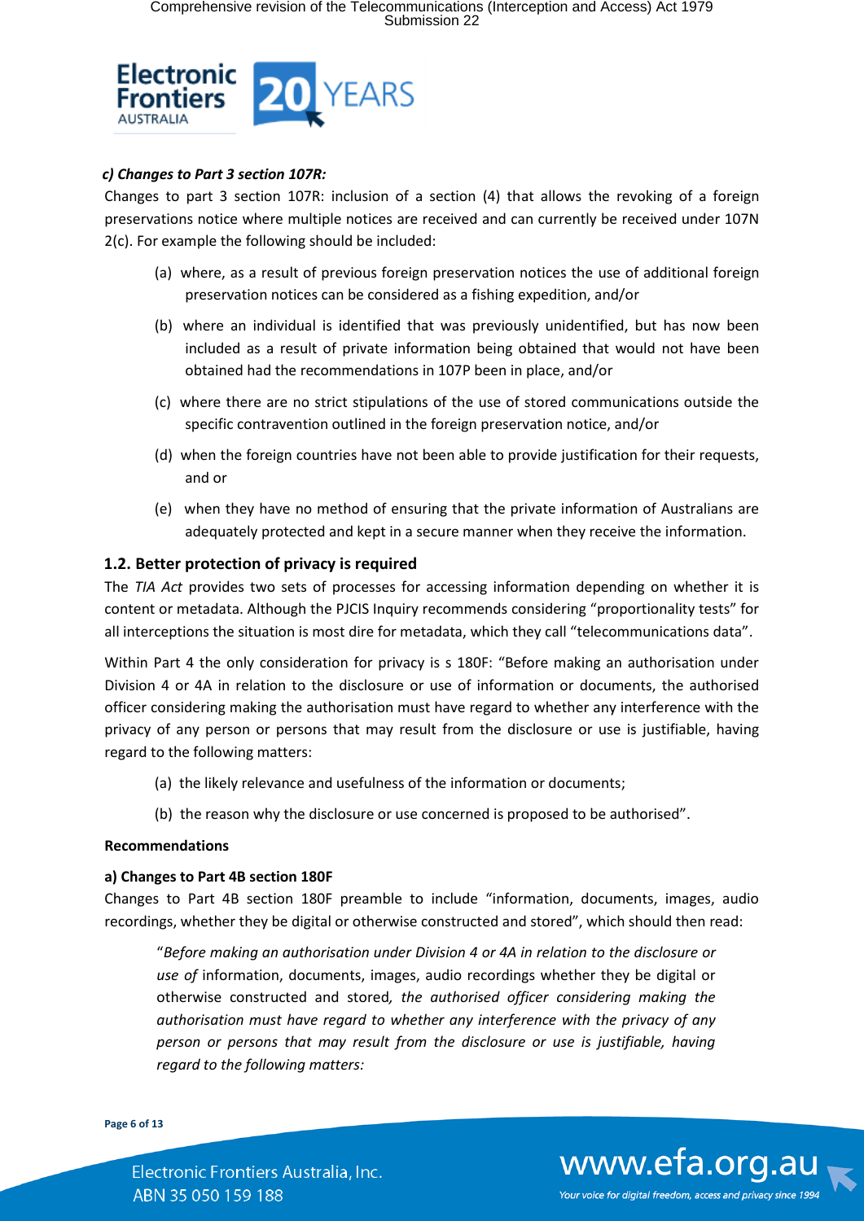*c) Changes to Part 3 section 107R:*

Changes to part 3 section 107R: inclusion of a section (4) that allows the revoking of a foreign preservations notice where multiple notices are received and can currently be received under 107N 2(c). For example the following should be included:

(a) where, as a result of previous foreign preservation notices the use of additional foreign preservation notices can be considered as a fishing expedition, and/or

(b) where an individual is identified that was previously unidentified, but has now been included as a result of private information being obtained that would not have been obtained had the recommendations in 107P been in place, and/or

(c) where there are no strict stipulations of the use of stored communications outside the specific contravention outlined in the foreign preservation notice, and/or

(d) when the foreign countries have not been able to provide justification for their requests, and or

(e) when they have no method of ensuring that the private information of Australians are adequately protected and kept in a secure manner when they receive the information.

## 1.2. Better protection of privacy is required

The *TIA Act* provides two sets of processes for accessing information depending on whether it is content or metadata. Although the PJCIS Inquiry recommends considering "proportionality tests" for all interceptions the situation is most dire for metadata, which they call "telecommunications data".

Within Part 4 the only consideration for privacy is s 180F: "Before making an authorisation under Division 4 or 4A in relation to the disclosure or use of information or documents, the authorised officer considering making the authorisation must have regard to whether any interference with the privacy of any person or persons that may result from the disclosure or use is justifiable, having regard to the following matters:

(a) the likely relevance and usefulness of the information or documents;

(b) the reason why the disclosure or use concerned is proposed to be authorised".

**Recommendations**

**a) Changes to Part 4B section 180F**

Changes to Part 4B section 180F preamble to include "information, documents, images, audio recordings, whether they be digital or otherwise constructed and stored", which should then read:

> "*Before making an authorisation under Division 4 or 4A in relation to the disclosure or use of* information, documents, images, audio recordings whether they be digital or otherwise constructed and stored*, the authorised officer considering making the authorisation must have regard to whether any interference with the privacy of any person or persons that may result from the disclosure or use is justifiable, having regard to the following matters:*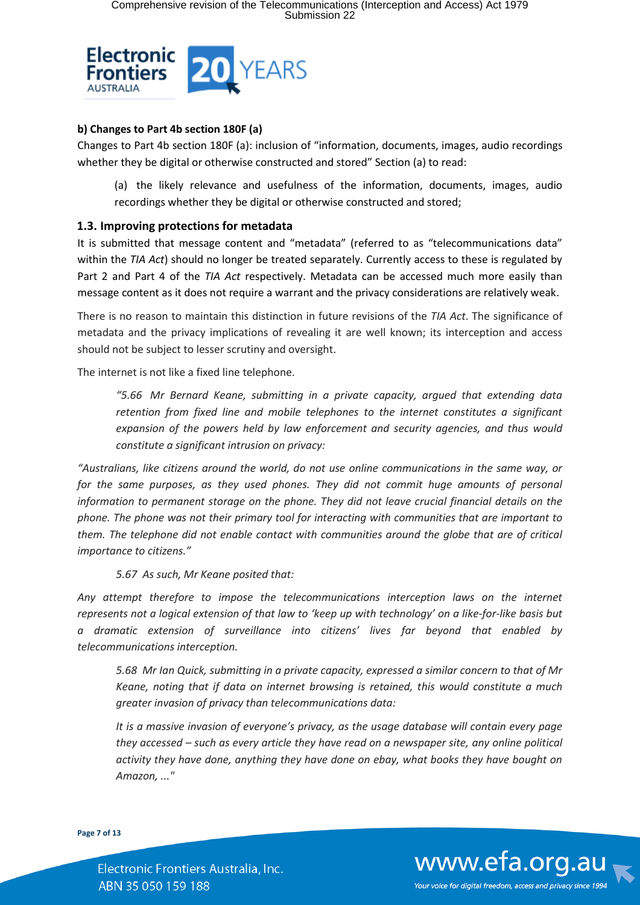**b) Changes to Part 4b section 180F (a)**

Changes to Part 4b section 180F (a): inclusion of “information, documents, images, audio recordings whether they be digital or otherwise constructed and stored” Section (a) to read:

> (a) the likely relevance and usefulness of the information, documents, images, audio recordings whether they be digital or otherwise constructed and stored;

### 1.3. Improving protections for metadata

It is submitted that message content and “metadata” (referred to as “telecommunications data” within the *TIA Act*) should no longer be treated separately. Currently access to these is regulated by Part 2 and Part 4 of the *TIA Act* respectively. Metadata can be accessed much more easily than message content as it does not require a warrant and the privacy considerations are relatively weak.

There is no reason to maintain this distinction in future revisions of the *TIA Act*. The significance of metadata and the privacy implications of revealing it are well known; its interception and access should not be subject to lesser scrutiny and oversight.

The internet is not like a fixed line telephone.

> *“5.66 Mr Bernard Keane, submitting in a private capacity, argued that extending data retention from fixed line and mobile telephones to the internet constitutes a significant expansion of the powers held by law enforcement and security agencies, and thus would constitute a significant intrusion on privacy:*

*“Australians, like citizens around the world, do not use online communications in the same way, or for the same purposes, as they used phones. They did not commit huge amounts of personal information to permanent storage on the phone. They did not leave crucial financial details on the phone. The phone was not their primary tool for interacting with communities that are important to them. The telephone did not enable contact with communities around the globe that are of critical importance to citizens.”*

> *5.67 As such, Mr Keane posited that:*

*Any attempt therefore to impose the telecommunications interception laws on the internet represents not a logical extension of that law to ‘keep up with technology’ on a like-for-like basis but a dramatic extension of surveillance into citizens’ lives far beyond that enabled by telecommunications interception.*

> *5.68 Mr Ian Quick, submitting in a private capacity, expressed a similar concern to that of Mr Keane, noting that if data on internet browsing is retained, this would constitute a much greater invasion of privacy than telecommunications data:*
>
> *It is a massive invasion of everyone’s privacy, as the usage database will contain every page they accessed – such as every article they have read on a newspaper site, any online political activity they have done, anything they have done on ebay, what books they have bought on Amazon, ..."*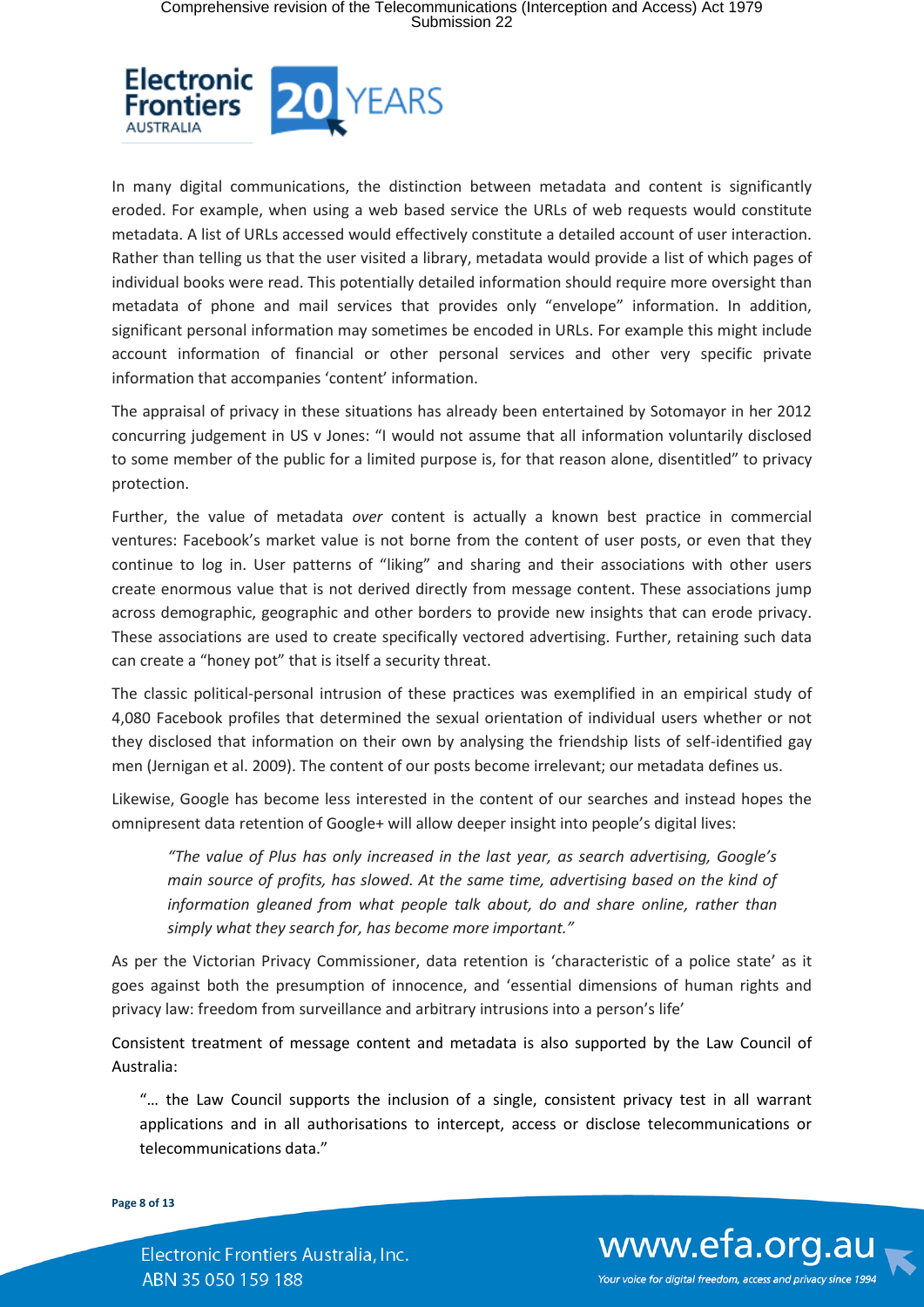In many digital communications, the distinction between metadata and content is significantly eroded. For example, when using a web based service the URLs of web requests would constitute metadata. A list of URLs accessed would effectively constitute a detailed account of user interaction. Rather than telling us that the user visited a library, metadata would provide a list of which pages of individual books were read. This potentially detailed information should require more oversight than metadata of phone and mail services that provides only "envelope" information. In addition, significant personal information may sometimes be encoded in URLs. For example this might include account information of financial or other personal services and other very specific private information that accompanies 'content' information.

The appraisal of privacy in these situations has already been entertained by Sotomayor in her 2012 concurring judgement in US v Jones: "I would not assume that all information voluntarily disclosed to some member of the public for a limited purpose is, for that reason alone, disentitled" to privacy protection.

Further, the value of metadata *over* content is actually a known best practice in commercial ventures: Facebook's market value is not borne from the content of user posts, or even that they continue to log in. User patterns of "liking" and sharing and their associations with other users create enormous value that is not derived directly from message content. These associations jump across demographic, geographic and other borders to provide new insights that can erode privacy. These associations are used to create specifically vectored advertising. Further, retaining such data can create a "honey pot" that is itself a security threat.

The classic political-personal intrusion of these practices was exemplified in an empirical study of 4,080 Facebook profiles that determined the sexual orientation of individual users whether or not they disclosed that information on their own by analysing the friendship lists of self-identified gay men (Jernigan et al. 2009). The content of our posts become irrelevant; our metadata defines us.

Likewise, Google has become less interested in the content of our searches and instead hopes the omnipresent data retention of Google+ will allow deeper insight into people's digital lives:

> *"The value of Plus has only increased in the last year, as search advertising, Google's main source of profits, has slowed. At the same time, advertising based on the kind of information gleaned from what people talk about, do and share online, rather than simply what they search for, has become more important."*

As per the Victorian Privacy Commissioner, data retention is 'characteristic of a police state' as it goes against both the presumption of innocence, and 'essential dimensions of human rights and privacy law: freedom from surveillance and arbitrary intrusions into a person's life'

Consistent treatment of message content and metadata is also supported by the Law Council of Australia:

> "… the Law Council supports the inclusion of a single, consistent privacy test in all warrant applications and in all authorisations to intercept, access or disclose telecommunications or telecommunications data."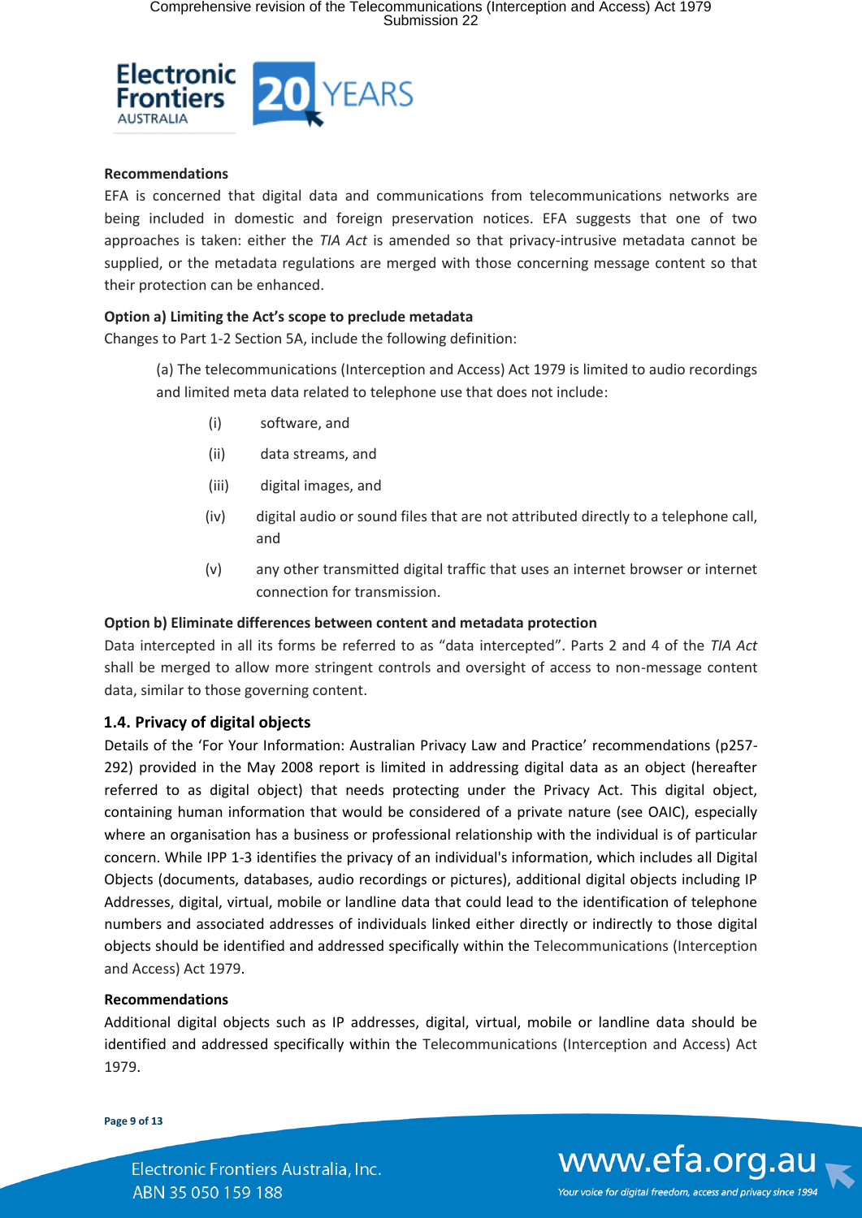**Recommendations**

EFA is concerned that digital data and communications from telecommunications networks are being included in domestic and foreign preservation notices. EFA suggests that one of two approaches is taken: either the *TIA Act* is amended so that privacy-intrusive metadata cannot be supplied, or the metadata regulations are merged with those concerning message content so that their protection can be enhanced.

**Option a) Limiting the Act's scope to preclude metadata**

Changes to Part 1-2 Section 5A, include the following definition:

> (a) The telecommunications (Interception and Access) Act 1979 is limited to audio recordings and limited meta data related to telephone use that does not include:
>
> (i) software, and
>
> (ii) data streams, and
>
> (iii) digital images, and
>
> (iv) digital audio or sound files that are not attributed directly to a telephone call, and
>
> (v) any other transmitted digital traffic that uses an internet browser or internet connection for transmission.

**Option b) Eliminate differences between content and metadata protection**

Data intercepted in all its forms be referred to as "data intercepted". Parts 2 and 4 of the *TIA Act* shall be merged to allow more stringent controls and oversight of access to non-message content data, similar to those governing content.

### 1.4. Privacy of digital objects

Details of the 'For Your Information: Australian Privacy Law and Practice' recommendations (p257-292) provided in the May 2008 report is limited in addressing digital data as an object (hereafter referred to as digital object) that needs protecting under the Privacy Act. This digital object, containing human information that would be considered of a private nature (see OAIC), especially where an organisation has a business or professional relationship with the individual is of particular concern. While IPP 1-3 identifies the privacy of an individual's information, which includes all Digital Objects (documents, databases, audio recordings or pictures), additional digital objects including IP Addresses, digital, virtual, mobile or landline data that could lead to the identification of telephone numbers and associated addresses of individuals linked either directly or indirectly to those digital objects should be identified and addressed specifically within the Telecommunications (Interception and Access) Act 1979.

**Recommendations**

Additional digital objects such as IP addresses, digital, virtual, mobile or landline data should be identified and addressed specifically within the Telecommunications (Interception and Access) Act 1979.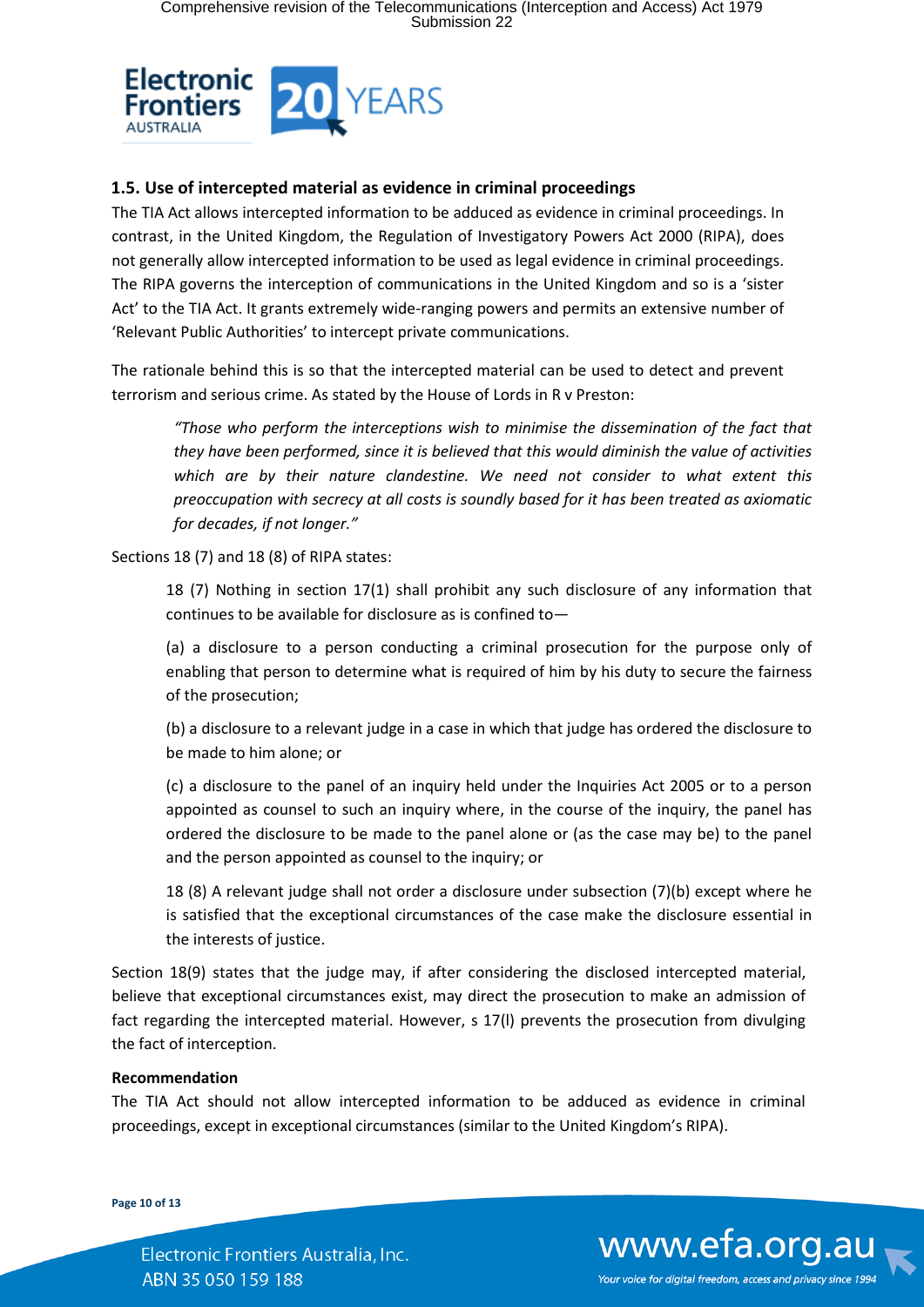## 1.5. Use of intercepted material as evidence in criminal proceedings

The TIA Act allows intercepted information to be adduced as evidence in criminal proceedings. In contrast, in the United Kingdom, the Regulation of Investigatory Powers Act 2000 (RIPA), does not generally allow intercepted information to be used as legal evidence in criminal proceedings. The RIPA governs the interception of communications in the United Kingdom and so is a 'sister Act' to the TIA Act. It grants extremely wide-ranging powers and permits an extensive number of 'Relevant Public Authorities' to intercept private communications.

The rationale behind this is so that the intercepted material can be used to detect and prevent terrorism and serious crime. As stated by the House of Lords in R v Preston:

> *"Those who perform the interceptions wish to minimise the dissemination of the fact that they have been performed, since it is believed that this would diminish the value of activities which are by their nature clandestine. We need not consider to what extent this preoccupation with secrecy at all costs is soundly based for it has been treated as axiomatic for decades, if not longer."*

Sections 18 (7) and 18 (8) of RIPA states:

> 18 (7) Nothing in section 17(1) shall prohibit any such disclosure of any information that continues to be available for disclosure as is confined to—
>
> (a) a disclosure to a person conducting a criminal prosecution for the purpose only of enabling that person to determine what is required of him by his duty to secure the fairness of the prosecution;
>
> (b) a disclosure to a relevant judge in a case in which that judge has ordered the disclosure to be made to him alone; or
>
> (c) a disclosure to the panel of an inquiry held under the Inquiries Act 2005 or to a person appointed as counsel to such an inquiry where, in the course of the inquiry, the panel has ordered the disclosure to be made to the panel alone or (as the case may be) to the panel and the person appointed as counsel to the inquiry; or
>
> 18 (8) A relevant judge shall not order a disclosure under subsection (7)(b) except where he is satisfied that the exceptional circumstances of the case make the disclosure essential in the interests of justice.

Section 18(9) states that the judge may, if after considering the disclosed intercepted material, believe that exceptional circumstances exist, may direct the prosecution to make an admission of fact regarding the intercepted material. However, s 17(l) prevents the prosecution from divulging the fact of interception.

**Recommendation**

The TIA Act should not allow intercepted information to be adduced as evidence in criminal proceedings, except in exceptional circumstances (similar to the United Kingdom's RIPA).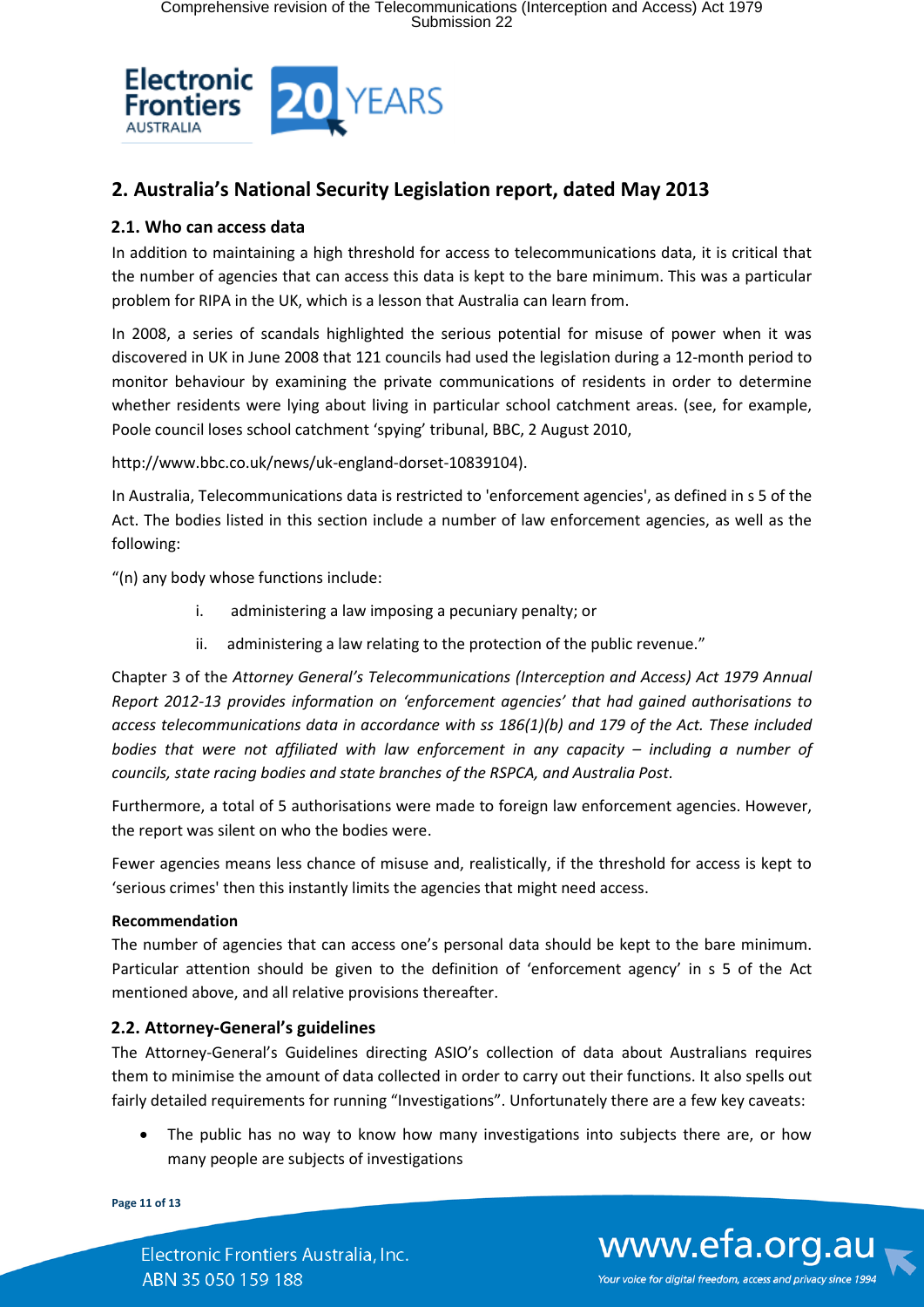## 2. Australia's National Security Legislation report, dated May 2013

### 2.1. Who can access data

In addition to maintaining a high threshold for access to telecommunications data, it is critical that the number of agencies that can access this data is kept to the bare minimum. This was a particular problem for RIPA in the UK, which is a lesson that Australia can learn from.

In 2008, a series of scandals highlighted the serious potential for misuse of power when it was discovered in UK in June 2008 that 121 councils had used the legislation during a 12-month period to monitor behaviour by examining the private communications of residents in order to determine whether residents were lying about living in particular school catchment areas. (see, for example, Poole council loses school catchment 'spying' tribunal, BBC, 2 August 2010,

http://www.bbc.co.uk/news/uk-england-dorset-10839104).

In Australia, Telecommunications data is restricted to 'enforcement agencies', as defined in s 5 of the Act. The bodies listed in this section include a number of law enforcement agencies, as well as the following:

"(n) any body whose functions include:

i. administering a law imposing a pecuniary penalty; or

ii. administering a law relating to the protection of the public revenue."

Chapter 3 of the *Attorney General's Telecommunications (Interception and Access) Act 1979 Annual Report 2012-13 provides information on 'enforcement agencies' that had gained authorisations to access telecommunications data in accordance with ss 186(1)(b) and 179 of the Act. These included bodies that were not affiliated with law enforcement in any capacity – including a number of councils, state racing bodies and state branches of the RSPCA, and Australia Post.*

Furthermore, a total of 5 authorisations were made to foreign law enforcement agencies. However, the report was silent on who the bodies were.

Fewer agencies means less chance of misuse and, realistically, if the threshold for access is kept to 'serious crimes' then this instantly limits the agencies that might need access.

**Recommendation**

The number of agencies that can access one's personal data should be kept to the bare minimum. Particular attention should be given to the definition of 'enforcement agency' in s 5 of the Act mentioned above, and all relative provisions thereafter.

### 2.2. Attorney-General's guidelines

The Attorney-General's Guidelines directing ASIO's collection of data about Australians requires them to minimise the amount of data collected in order to carry out their functions. It also spells out fairly detailed requirements for running "Investigations". Unfortunately there are a few key caveats:

- The public has no way to know how many investigations into subjects there are, or how many people are subjects of investigations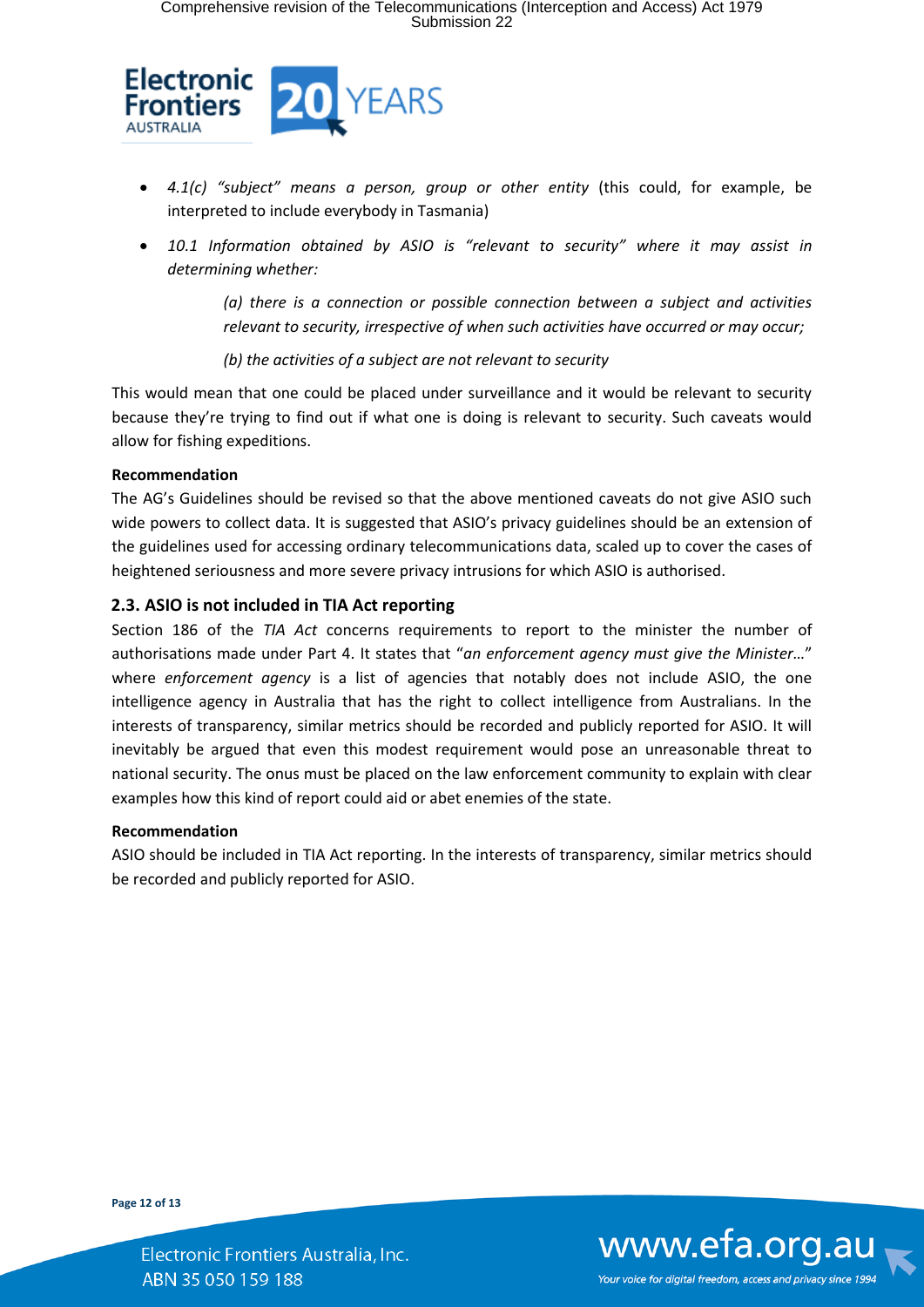- *4.1(c) "subject" means a person, group or other entity* (this could, for example, be interpreted to include everybody in Tasmania)
- *10.1 Information obtained by ASIO is "relevant to security" where it may assist in determining whether:*

  *(a) there is a connection or possible connection between a subject and activities relevant to security, irrespective of when such activities have occurred or may occur;*

  *(b) the activities of a subject are not relevant to security*

This would mean that one could be placed under surveillance and it would be relevant to security because they're trying to find out if what one is doing is relevant to security. Such caveats would allow for fishing expeditions.

**Recommendation**

The AG's Guidelines should be revised so that the above mentioned caveats do not give ASIO such wide powers to collect data. It is suggested that ASIO's privacy guidelines should be an extension of the guidelines used for accessing ordinary telecommunications data, scaled up to cover the cases of heightened seriousness and more severe privacy intrusions for which ASIO is authorised.

## 2.3. ASIO is not included in TIA Act reporting

Section 186 of the *TIA Act* concerns requirements to report to the minister the number of authorisations made under Part 4. It states that "*an enforcement agency must give the Minister…*" where *enforcement agency* is a list of agencies that notably does not include ASIO, the one intelligence agency in Australia that has the right to collect intelligence from Australians. In the interests of transparency, similar metrics should be recorded and publicly reported for ASIO. It will inevitably be argued that even this modest requirement would pose an unreasonable threat to national security. The onus must be placed on the law enforcement community to explain with clear examples how this kind of report could aid or abet enemies of the state.

**Recommendation**

ASIO should be included in TIA Act reporting. In the interests of transparency, similar metrics should be recorded and publicly reported for ASIO.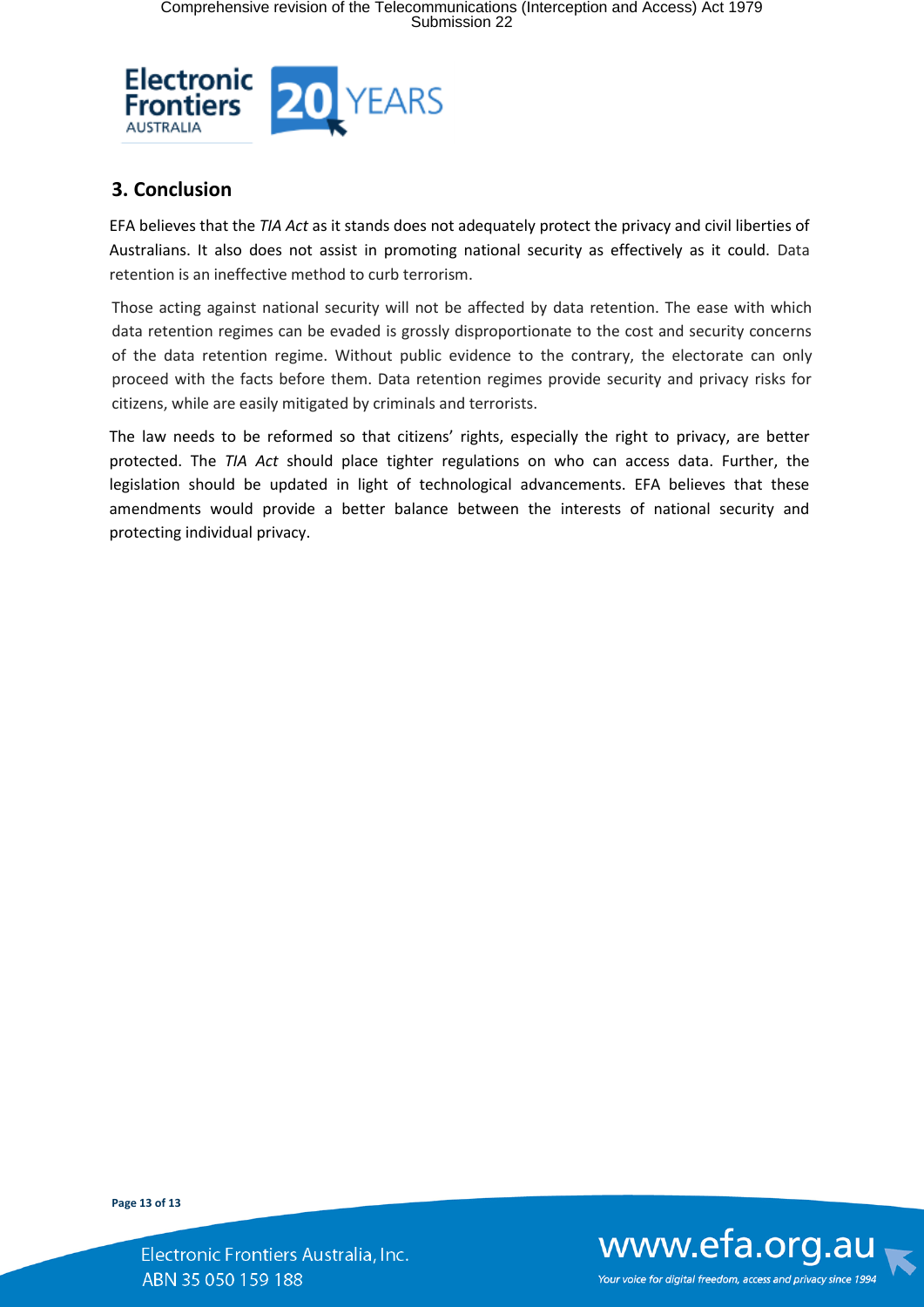## 3. Conclusion

EFA believes that the *TIA Act* as it stands does not adequately protect the privacy and civil liberties of Australians. It also does not assist in promoting national security as effectively as it could. Data retention is an ineffective method to curb terrorism.

Those acting against national security will not be affected by data retention. The ease with which data retention regimes can be evaded is grossly disproportionate to the cost and security concerns of the data retention regime. Without public evidence to the contrary, the electorate can only proceed with the facts before them. Data retention regimes provide security and privacy risks for citizens, while are easily mitigated by criminals and terrorists.

The law needs to be reformed so that citizens' rights, especially the right to privacy, are better protected. The *TIA Act* should place tighter regulations on who can access data. Further, the legislation should be updated in light of technological advancements. EFA believes that these amendments would provide a better balance between the interests of national security and protecting individual privacy.